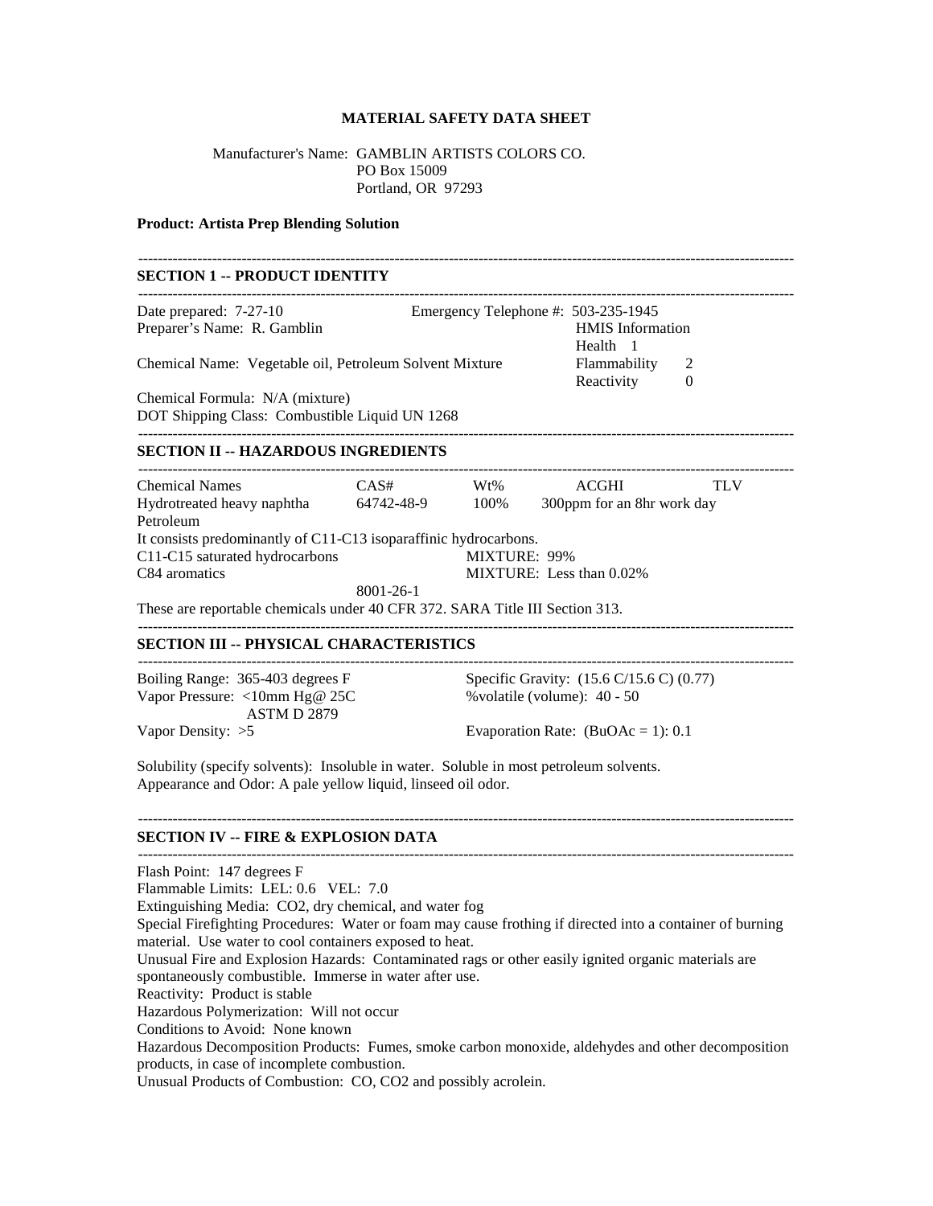# MATERIAL SAFETY DATA SHEET

Manufacturer's Name: GAMBLIN ARTISTS COLORS CO.
PO Box 15009
Portland, OR 97293

**Product: Artista Prep Blending Solution**

---

## SECTION 1 -- PRODUCT IDENTITY

---

Date prepared: 7-27-10
Emergency Telephone #: 503-235-1945
Preparer's Name: R. Gamblin

HMIS Information
Health 1
Flammability 2
Reactivity 0

Chemical Name: Vegetable oil, Petroleum Solvent Mixture

Chemical Formula: N/A (mixture)
DOT Shipping Class: Combustible Liquid UN 1268

---

## SECTION II -- HAZARDOUS INGREDIENTS

---

| Chemical Names | CAS# | Wt% | ACGHI | TLV |
|---|---|---|---|---|
| Hydrotreated heavy naphtha Petroleum | 64742-48-9 | 100% | 300ppm for an 8hr work day | |

It consists predominantly of C11-C13 isoparaffinic hydrocarbons.

C11-C15 saturated hydrocarbons MIXTURE: 99%
C84 aromatics MIXTURE: Less than 0.02%
8001-26-1

These are reportable chemicals under 40 CFR 372. SARA Title III Section 313.

---

## SECTION III -- PHYSICAL CHARACTERISTICS

---

Boiling Range: 365-403 degrees F
Specific Gravity: (15.6 C/15.6 C) (0.77)
Vapor Pressure: <10mm Hg@ 25C ASTM D 2879
%volatile (volume): 40 - 50
Vapor Density: >5
Evaporation Rate: (BuOAc = 1): 0.1

Solubility (specify solvents): Insoluble in water. Soluble in most petroleum solvents.
Appearance and Odor: A pale yellow liquid, linseed oil odor.

---

## SECTION IV -- FIRE & EXPLOSION DATA

---

Flash Point: 147 degrees F
Flammable Limits: LEL: 0.6 VEL: 7.0
Extinguishing Media: $CO_2$, dry chemical, and water fog
Special Firefighting Procedures: Water or foam may cause frothing if directed into a container of burning material. Use water to cool containers exposed to heat.
Unusual Fire and Explosion Hazards: Contaminated rags or other easily ignited organic materials are spontaneously combustible. Immerse in water after use.
Reactivity: Product is stable
Hazardous Polymerization: Will not occur
Conditions to Avoid: None known
Hazardous Decomposition Products: Fumes, smoke carbon monoxide, aldehydes and other decomposition products, in case of incomplete combustion.
Unusual Products of Combustion: CO, $CO_2$ and possibly acrolein.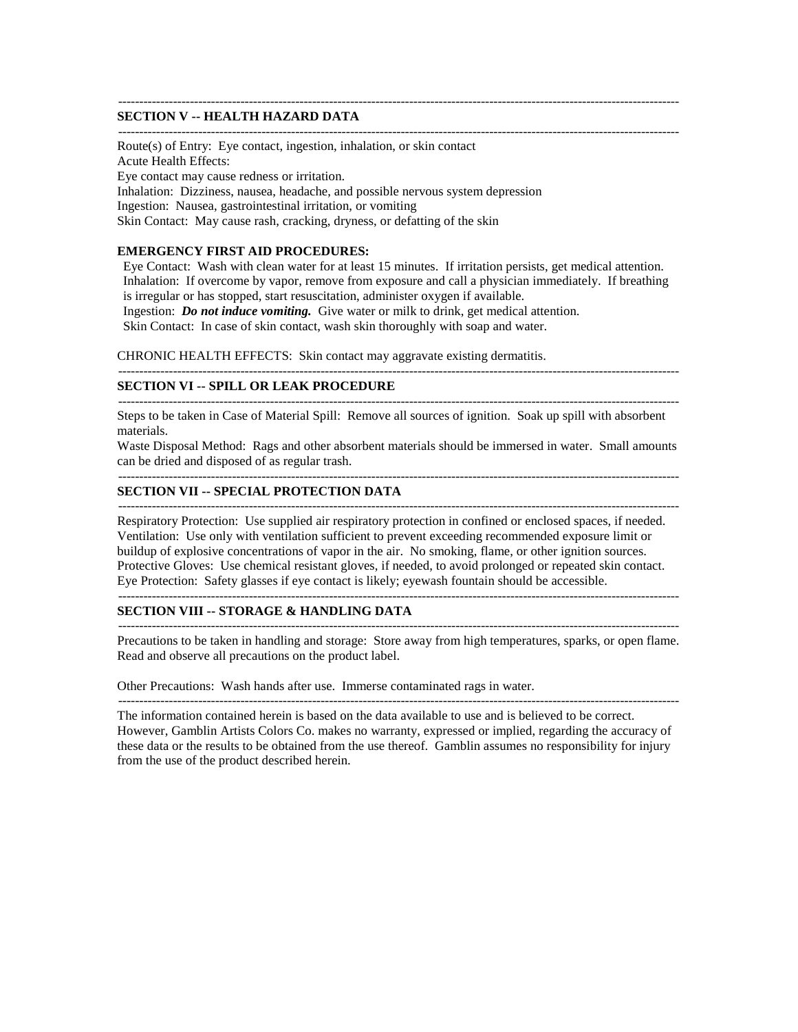## SECTION V -- HEALTH HAZARD DATA

Route(s) of Entry: Eye contact, ingestion, inhalation, or skin contact
Acute Health Effects:
Eye contact may cause redness or irritation.
Inhalation: Dizziness, nausea, headache, and possible nervous system depression
Ingestion: Nausea, gastrointestinal irritation, or vomiting
Skin Contact: May cause rash, cracking, dryness, or defatting of the skin

**EMERGENCY FIRST AID PROCEDURES:**

Eye Contact: Wash with clean water for at least 15 minutes. If irritation persists, get medical attention.
Inhalation: If overcome by vapor, remove from exposure and call a physician immediately. If breathing is irregular or has stopped, start resuscitation, administer oxygen if available.
Ingestion: ***Do not induce vomiting.*** Give water or milk to drink, get medical attention.
Skin Contact: In case of skin contact, wash skin thoroughly with soap and water.

CHRONIC HEALTH EFFECTS: Skin contact may aggravate existing dermatitis.

## SECTION VI -- SPILL OR LEAK PROCEDURE

Steps to be taken in Case of Material Spill: Remove all sources of ignition. Soak up spill with absorbent materials.
Waste Disposal Method: Rags and other absorbent materials should be immersed in water. Small amounts can be dried and disposed of as regular trash.

## SECTION VII -- SPECIAL PROTECTION DATA

Respiratory Protection: Use supplied air respiratory protection in confined or enclosed spaces, if needed.
Ventilation: Use only with ventilation sufficient to prevent exceeding recommended exposure limit or buildup of explosive concentrations of vapor in the air. No smoking, flame, or other ignition sources.
Protective Gloves: Use chemical resistant gloves, if needed, to avoid prolonged or repeated skin contact.
Eye Protection: Safety glasses if eye contact is likely; eyewash fountain should be accessible.

## SECTION VIII -- STORAGE & HANDLING DATA

Precautions to be taken in handling and storage: Store away from high temperatures, sparks, or open flame. Read and observe all precautions on the product label.

Other Precautions: Wash hands after use. Immerse contaminated rags in water.

---

The information contained herein is based on the data available to use and is believed to be correct. However, Gamblin Artists Colors Co. makes no warranty, expressed or implied, regarding the accuracy of these data or the results to be obtained from the use thereof. Gamblin assumes no responsibility for injury from the use of the product described herein.